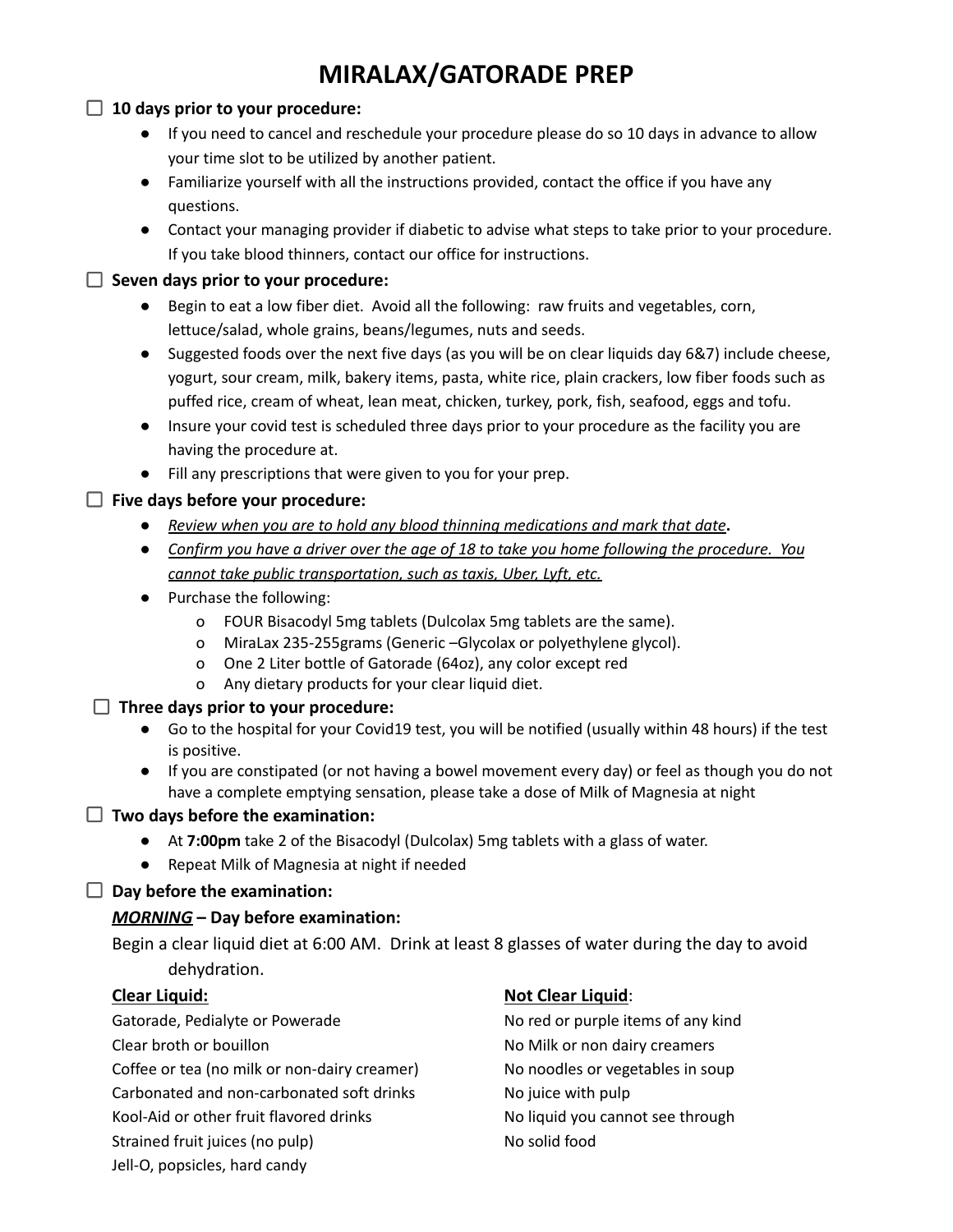# MIRALAX/GATORADE PREP

☐ **10 days prior to your procedure:**

- If you need to cancel and reschedule your procedure please do so 10 days in advance to allow your time slot to be utilized by another patient.
- Familiarize yourself with all the instructions provided, contact the office if you have any questions.
- Contact your managing provider if diabetic to advise what steps to take prior to your procedure. If you take blood thinners, contact our office for instructions.

☐ **Seven days prior to your procedure:**

- Begin to eat a low fiber diet. Avoid all the following: raw fruits and vegetables, corn, lettuce/salad, whole grains, beans/legumes, nuts and seeds.
- Suggested foods over the next five days (as you will be on clear liquids day 6&7) include cheese, yogurt, sour cream, milk, bakery items, pasta, white rice, plain crackers, low fiber foods such as puffed rice, cream of wheat, lean meat, chicken, turkey, pork, fish, seafood, eggs and tofu.
- Insure your covid test is scheduled three days prior to your procedure as the facility you are having the procedure at.
- Fill any prescriptions that were given to you for your prep.

☐ **Five days before your procedure:**

- *<u>Review when you are to hold any blood thinning medications and mark that date</u>*.
- *<u>Confirm you have a driver over the age of 18 to take you home following the procedure. You cannot take public transportation, such as taxis, Uber, Lyft, etc.</u>*
- Purchase the following:
  - FOUR Bisacodyl 5mg tablets (Dulcolax 5mg tablets are the same).
  - MiraLax 235-255grams (Generic –Glycolax or polyethylene glycol).
  - One 2 Liter bottle of Gatorade (64oz), any color except red
  - Any dietary products for your clear liquid diet.

☐ **Three days prior to your procedure:**

- Go to the hospital for your Covid19 test, you will be notified (usually within 48 hours) if the test is positive.
- If you are constipated (or not having a bowel movement every day) or feel as though you do not have a complete emptying sensation, please take a dose of Milk of Magnesia at night

☐ **Two days before the examination:**

- At **7:00pm** take 2 of the Bisacodyl (Dulcolax) 5mg tablets with a glass of water.
- Repeat Milk of Magnesia at night if needed

☐ **Day before the examination:**

***<u>MORNING</u>* – Day before examination:**

Begin a clear liquid diet at 6:00 AM. Drink at least 8 glasses of water during the day to avoid dehydration.

| **<u>Clear Liquid:</u>** | **<u>Not Clear Liquid</u>**: |
|---|---|
| Gatorade, Pedialyte or Powerade | No red or purple items of any kind |
| Clear broth or bouillon | No Milk or non dairy creamers |
| Coffee or tea (no milk or non-dairy creamer) | No noodles or vegetables in soup |
| Carbonated and non-carbonated soft drinks | No juice with pulp |
| Kool-Aid or other fruit flavored drinks | No liquid you cannot see through |
| Strained fruit juices (no pulp) | No solid food |
| Jell-O, popsicles, hard candy | |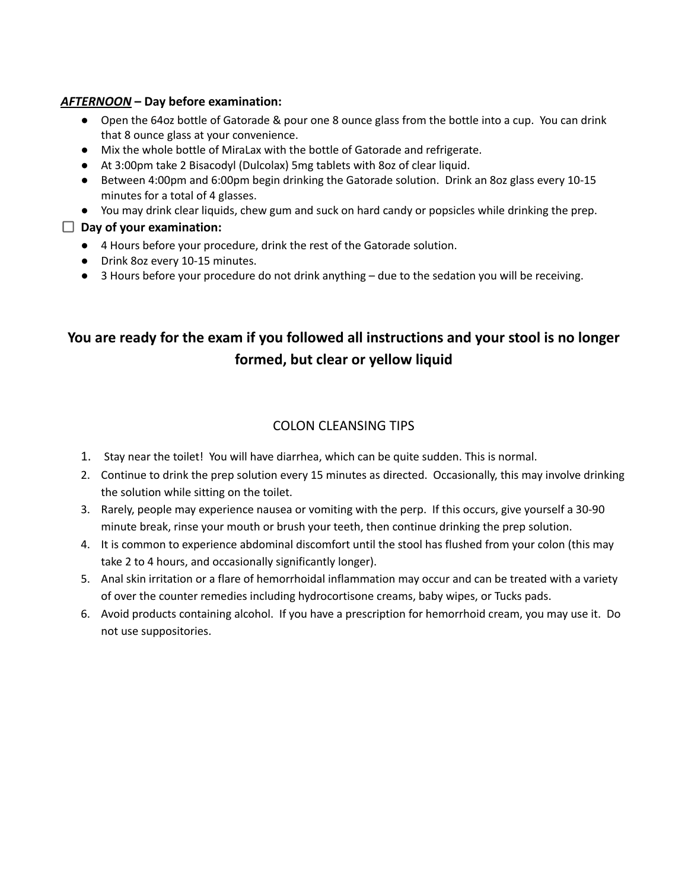***AFTERNOON*** **– Day before examination:**

- Open the 64oz bottle of Gatorade & pour one 8 ounce glass from the bottle into a cup. You can drink that 8 ounce glass at your convenience.
- Mix the whole bottle of MiraLax with the bottle of Gatorade and refrigerate.
- At 3:00pm take 2 Bisacodyl (Dulcolax) 5mg tablets with 8oz of clear liquid.
- Between 4:00pm and 6:00pm begin drinking the Gatorade solution. Drink an 8oz glass every 10-15 minutes for a total of 4 glasses.
- You may drink clear liquids, chew gum and suck on hard candy or popsicles while drinking the prep.

☐ **Day of your examination:**

- 4 Hours before your procedure, drink the rest of the Gatorade solution.
- Drink 8oz every 10-15 minutes.
- 3 Hours before your procedure do not drink anything – due to the sedation you will be receiving.

## You are ready for the exam if you followed all instructions and your stool is no longer formed, but clear or yellow liquid

### COLON CLEANSING TIPS

1. Stay near the toilet! You will have diarrhea, which can be quite sudden. This is normal.
2. Continue to drink the prep solution every 15 minutes as directed. Occasionally, this may involve drinking the solution while sitting on the toilet.
3. Rarely, people may experience nausea or vomiting with the perp. If this occurs, give yourself a 30-90 minute break, rinse your mouth or brush your teeth, then continue drinking the prep solution.
4. It is common to experience abdominal discomfort until the stool has flushed from your colon (this may take 2 to 4 hours, and occasionally significantly longer).
5. Anal skin irritation or a flare of hemorrhoidal inflammation may occur and can be treated with a variety of over the counter remedies including hydrocortisone creams, baby wipes, or Tucks pads.
6. Avoid products containing alcohol. If you have a prescription for hemorrhoid cream, you may use it. Do not use suppositories.